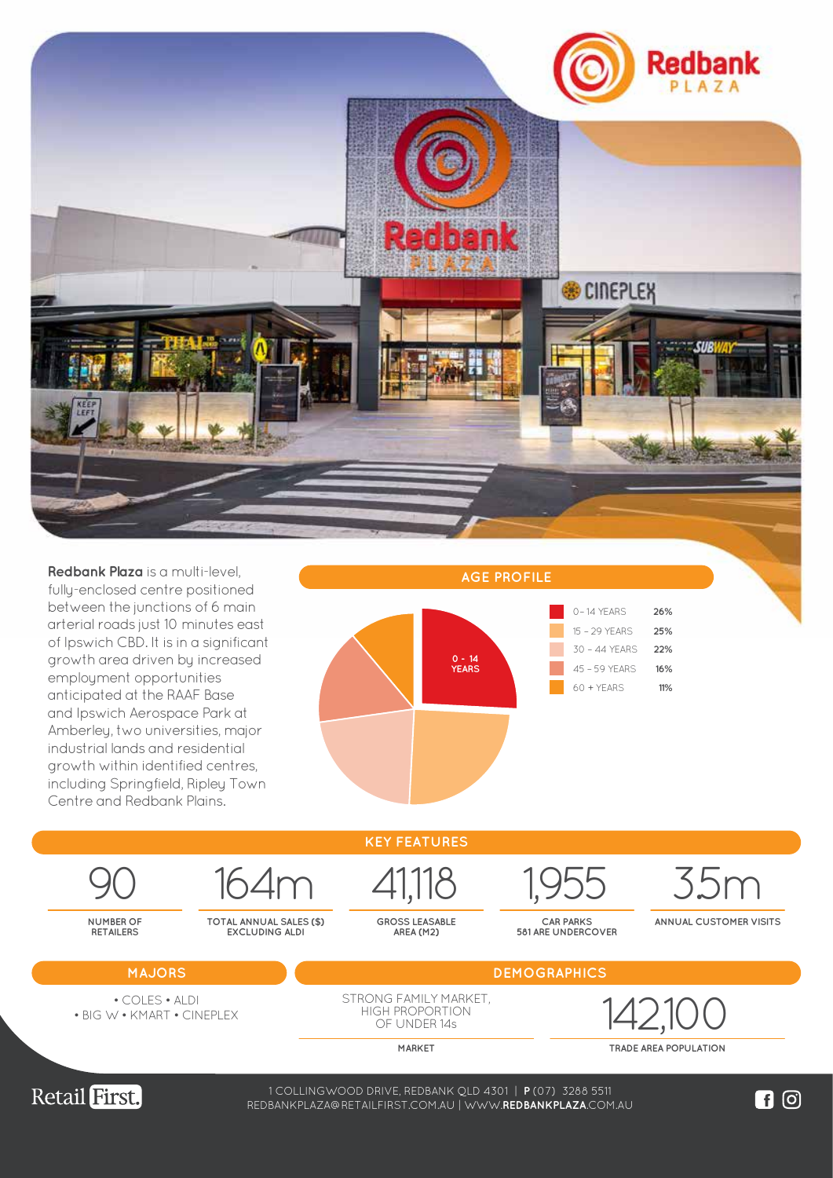# Redbank PLAZA

**Redbank Plaza** is a multi-level, fully-enclosed centre positioned between the junctions of 6 main arterial roads just 10 minutes east of Ipswich CBD. It is in a significant growth area driven by increased employment opportunities anticipated at the RAAF Base and Ipswich Aerospace Park at Amberley, two universities, major industrial lands and residential growth within identified centres, including Springfield, Ripley Town Centre and Redbank Plains.

## AGE PROFILE

| Age | % |
|---|---|
| 0 – 14 YEARS | 26% |
| 15 – 29 YEARS | 25% |
| 30 – 44 YEARS | 22% |
| 45 – 59 YEARS | 16% |
| 60 + YEARS | 11% |

## KEY FEATURES

| 90 | 164m | 41,118 | 1,955 | 3.5m |
|---|---|---|---|---|
| NUMBER OF RETAILERS | TOTAL ANNUAL SALES ($) EXCLUDING ALDI | GROSS LEASABLE AREA (M2) | CAR PARKS 581 ARE UNDERCOVER | ANNUAL CUSTOMER VISITS |

## MAJORS

• COLES • ALDI
• BIG W • KMART • CINEPLEX

## DEMOGRAPHICS

STRONG FAMILY MARKET, HIGH PROPORTION OF UNDER 14s

MARKET

142,100

TRADE AREA POPULATION

Retail First.

1 COLLINGWOOD DRIVE, REDBANK QLD 4301 | **P** (07) 3288 5511
REDBANKPLAZA@RETAILFIRST.COM.AU | WWW.**REDBANKPLAZA**.COM.AU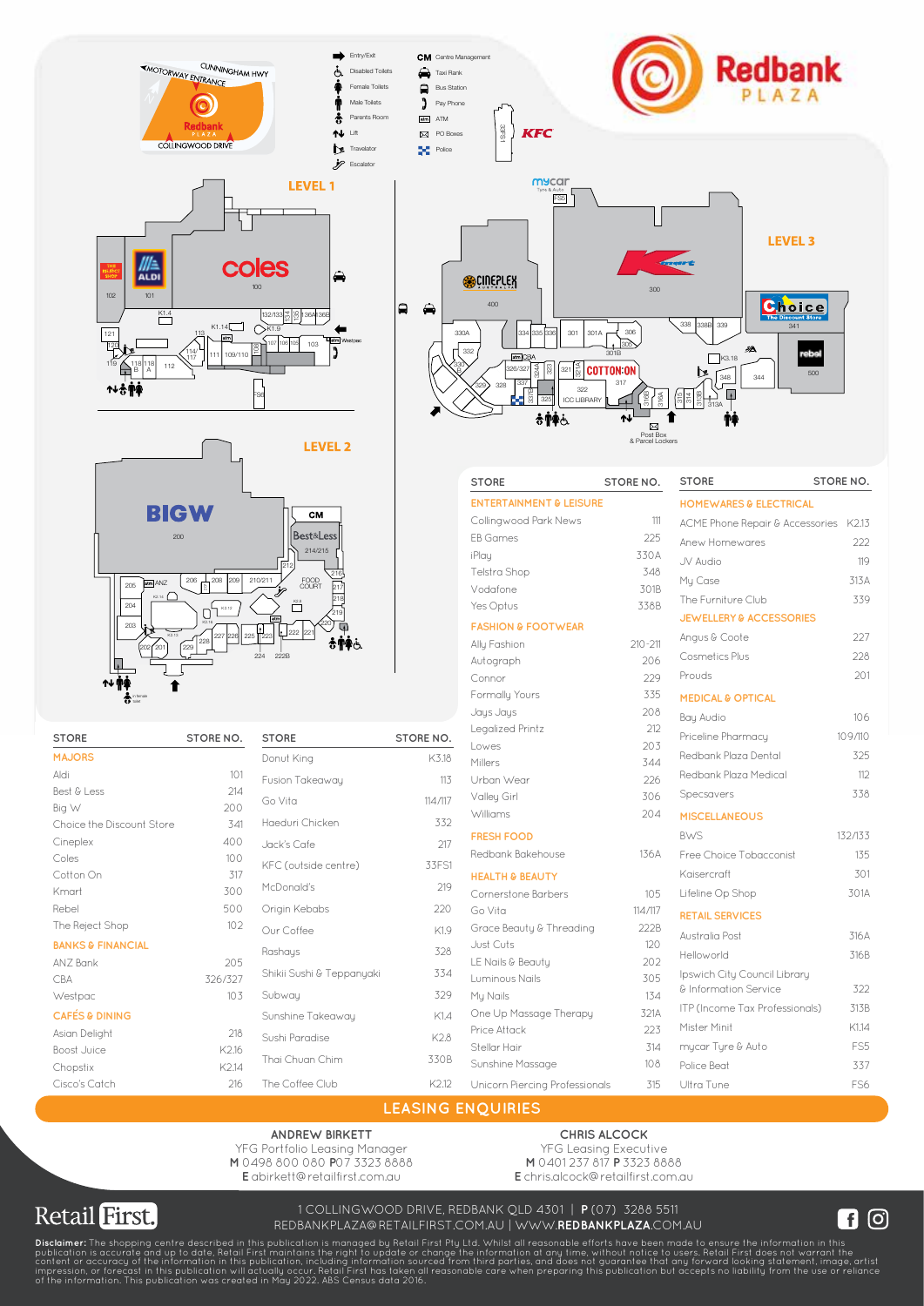# Redbank PLAZA

## LEVEL 1

## LEVEL 2

## LEVEL 3

| STORE | STORE NO. |
|---|---|
| **MAJORS** | |
| Aldi | 101 |
| Best & Less | 214 |
| Big W | 200 |
| Choice the Discount Store | 341 |
| Cineplex | 400 |
| Coles | 100 |
| Cotton On | 317 |
| Kmart | 300 |
| Rebel | 500 |
| The Reject Shop | 102 |
| **BANKS & FINANCIAL** | |
| ANZ Bank | 205 |
| CBA | 326/327 |
| Westpac | 103 |
| **CAFÉS & DINING** | |
| Asian Delight | 218 |
| Boost Juice | K2.16 |
| Chopstix | K2.14 |
| Cisco's Catch | 216 |
| Donut King | K3.18 |
| Fusion Takeaway | 113 |
| Go Vita | 114/117 |
| Haeduri Chicken | 332 |
| Jack's Cafe | 217 |
| KFC (outside centre) | 33FS1 |
| McDonald's | 219 |
| Origin Kebabs | 220 |
| Our Coffee | K1.9 |
| Rashays | 328 |
| Shikii Sushi & Teppanyaki | 334 |
| Subway | 329 |
| Sunshine Takeaway | K1.4 |
| Sushi Paradise | K2.8 |
| Thai Chuan Chim | 330B |
| The Coffee Club | K2.12 |
| **ENTERTAINMENT & LEISURE** | |
| Collingwood Park News | 111 |
| EB Games | 225 |
| iPlay | 330A |
| Telstra Shop | 348 |
| Vodafone | 301B |
| Yes Optus | 338B |
| **FASHION & FOOTWEAR** | |
| Ally Fashion | 210-211 |
| Autograph | 206 |
| Connor | 229 |
| Formally Yours | 335 |
| Jays Jays | 208 |
| Legalized Printz | 212 |
| Lowes | 203 |
| Millers | 344 |
| Urban Wear | 226 |
| Valley Girl | 306 |
| Williams | 204 |
| **FRESH FOOD** | |
| Redbank Bakehouse | 136A |
| **HEALTH & BEAUTY** | |
| Cornerstone Barbers | 105 |
| Go Vita | 114/117 |
| Grace Beauty & Threading | 222B |
| Just Cuts | 120 |
| LE Nails & Beauty | 202 |
| Luminous Nails | 305 |
| My Nails | 134 |
| One Up Massage Therapy | 321A |
| Price Attack | 223 |
| Stellar Hair | 314 |
| Sunshine Massage | 108 |
| Unicorn Piercing Professionals | 315 |
| **HOMEWARES & ELECTRICAL** | |
| ACME Phone Repair & Accessories | K2.13 |
| Anew Homewares | 222 |
| JV Audio | 119 |
| My Case | 313A |
| The Furniture Club | 339 |
| **JEWELLERY & ACCESSORIES** | |
| Angus & Coote | 227 |
| Cosmetics Plus | 228 |
| Prouds | 201 |
| **MEDICAL & OPTICAL** | |
| Bay Audio | 106 |
| Priceline Pharmacy | 109/110 |
| Redbank Plaza Dental | 325 |
| Redbank Plaza Medical | 112 |
| Specsavers | 338 |
| **MISCELLANEOUS** | |
| BWS | 132/133 |
| Free Choice Tobacconist | 135 |
| Kaisercraft | 301 |
| Lifeline Op Shop | 301A |
| **RETAIL SERVICES** | |
| Australia Post | 316A |
| Helloworld | 316B |
| Ipswich City Council Library & Information Service | 322 |
| ITP (Income Tax Professionals) | 313B |
| Mister Minit | K1.14 |
| mycar Tyre & Auto | FS5 |
| Police Beat | 337 |
| Ultra Tune | FS6 |

## LEASING ENQUIRIES

**ANDREW BIRKETT**
YFG Portfolio Leasing Manager
**M** 0498 800 080 **P** 07 3323 8888
**E** abirkett@retailfirst.com.au

**CHRIS ALCOCK**
YFG Leasing Executive
**M** 0401 237 817 **P** 3323 8888
**E** chris.alcock@retailfirst.com.au

Retail First.

1 COLLINGWOOD DRIVE, REDBANK QLD 4301 | **P** (07) 3288 5511
REDBANKPLAZA@RETAILFIRST.COM.AU | WWW.**REDBANKPLAZA**.COM.AU

**Disclaimer:** The shopping centre described in this publication is managed by Retail First Pty Ltd. Whilst all reasonable efforts have been made to ensure the information in this publication is accurate and up to date, Retail First maintains the right to update or change the information at any time, without notice to users. Retail First does not warrant the content or accuracy of the information in this publication, including information sourced from third parties, and does not guarantee that any forward looking statement, image, artist impression, or forecast in this publication will actually occur. Retail First has taken all reasonable care when preparing this publication but accepts no liability from the use or reliance of the information. This publication was created in May 2022. ABS Census data 2016.